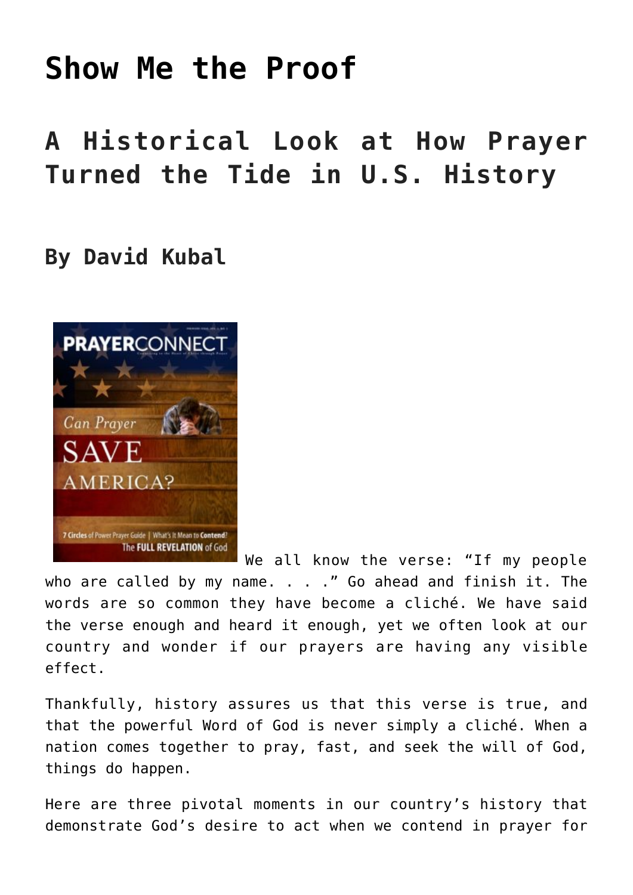# Show Me the Proof

## A Historical Look at How Prayer Turned the Tide in U.S. History

### By David Kubal

We all know the verse: "If my people who are called by my name. . . ." Go ahead and finish it. The words are so common they have become a cliché. We have said the verse enough and heard it enough, yet we often look at our country and wonder if our prayers are having any visible effect.

Thankfully, history assures us that this verse is true, and that the powerful Word of God is never simply a cliché. When a nation comes together to pray, fast, and seek the will of God, things do happen.

Here are three pivotal moments in our country's history that demonstrate God's desire to act when we contend in prayer for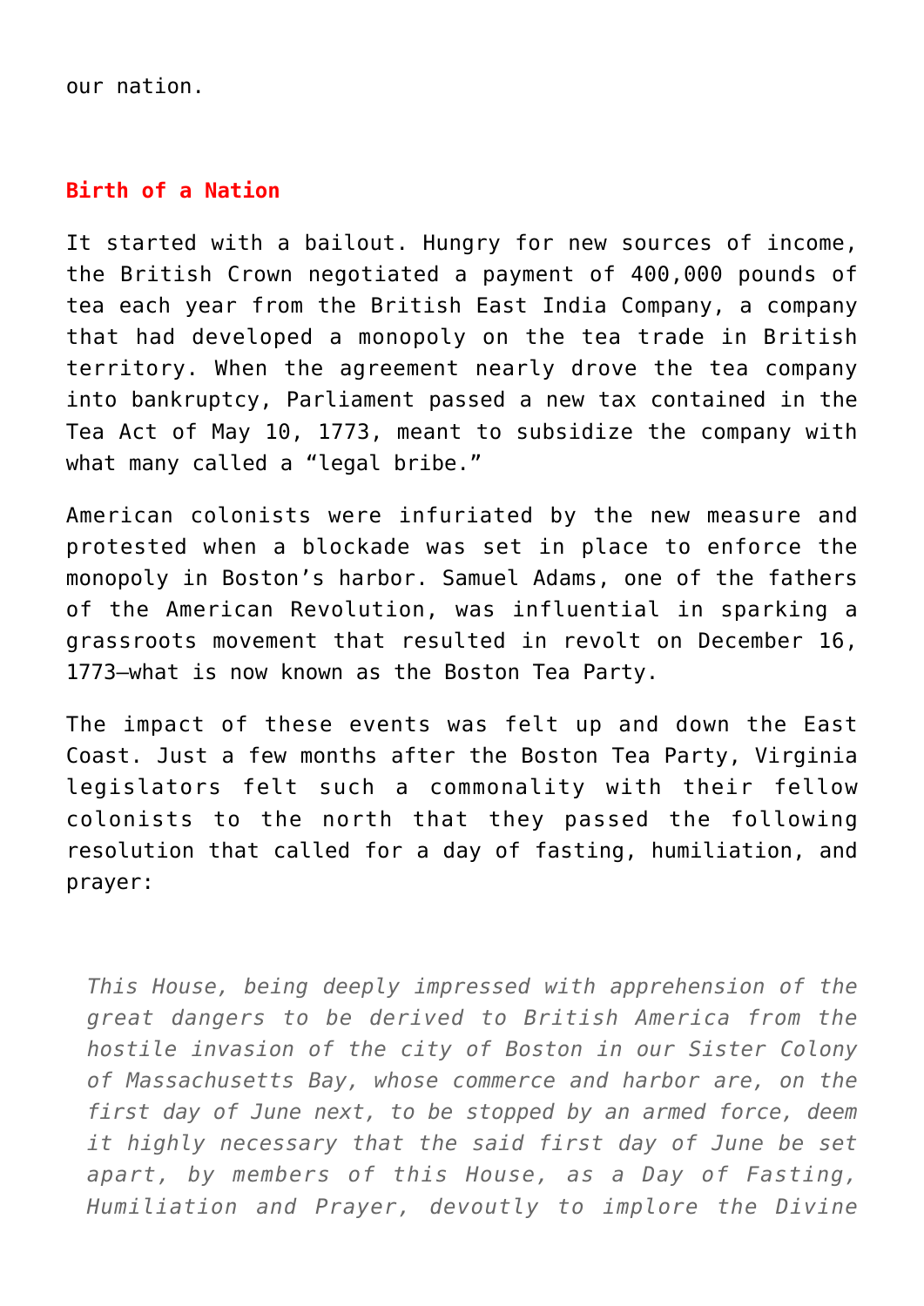our nation.

## Birth of a Nation

It started with a bailout. Hungry for new sources of income, the British Crown negotiated a payment of 400,000 pounds of tea each year from the British East India Company, a company that had developed a monopoly on the tea trade in British territory. When the agreement nearly drove the tea company into bankruptcy, Parliament passed a new tax contained in the Tea Act of May 10, 1773, meant to subsidize the company with what many called a "legal bribe."

American colonists were infuriated by the new measure and protested when a blockade was set in place to enforce the monopoly in Boston's harbor. Samuel Adams, one of the fathers of the American Revolution, was influential in sparking a grassroots movement that resulted in revolt on December 16, 1773—what is now known as the Boston Tea Party.

The impact of these events was felt up and down the East Coast. Just a few months after the Boston Tea Party, Virginia legislators felt such a commonality with their fellow colonists to the north that they passed the following resolution that called for a day of fasting, humiliation, and prayer:

> *This House, being deeply impressed with apprehension of the great dangers to be derived to British America from the hostile invasion of the city of Boston in our Sister Colony of Massachusetts Bay, whose commerce and harbor are, on the first day of June next, to be stopped by an armed force, deem it highly necessary that the said first day of June be set apart, by members of this House, as a Day of Fasting, Humiliation and Prayer, devoutly to implore the Divine*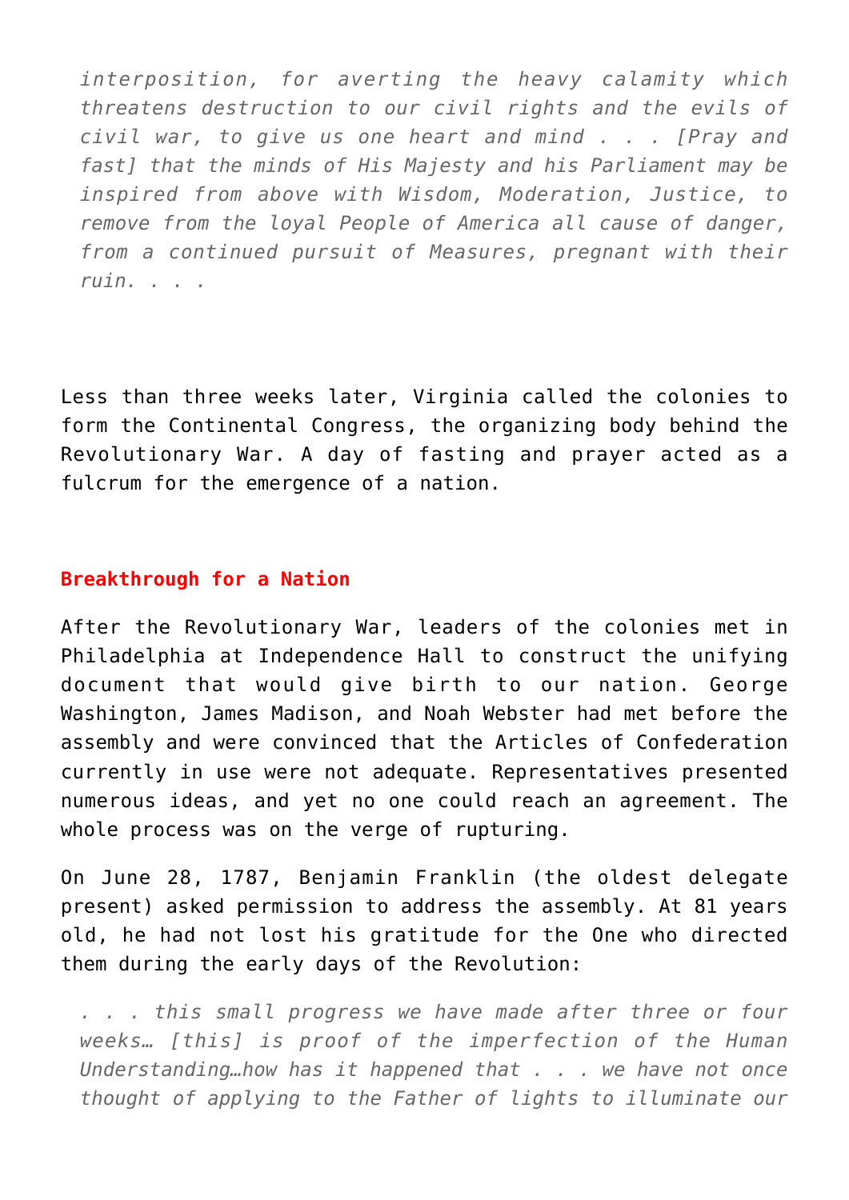> *interposition, for averting the heavy calamity which threatens destruction to our civil rights and the evils of civil war, to give us one heart and mind . . . [Pray and fast] that the minds of His Majesty and his Parliament may be inspired from above with Wisdom, Moderation, Justice, to remove from the loyal People of America all cause of danger, from a continued pursuit of Measures, pregnant with their ruin. . . .*

Less than three weeks later, Virginia called the colonies to form the Continental Congress, the organizing body behind the Revolutionary War. A day of fasting and prayer acted as a fulcrum for the emergence of a nation.

### Breakthrough for a Nation

After the Revolutionary War, leaders of the colonies met in Philadelphia at Independence Hall to construct the unifying document that would give birth to our nation. George Washington, James Madison, and Noah Webster had met before the assembly and were convinced that the Articles of Confederation currently in use were not adequate. Representatives presented numerous ideas, and yet no one could reach an agreement. The whole process was on the verge of rupturing.

On June 28, 1787, Benjamin Franklin (the oldest delegate present) asked permission to address the assembly. At 81 years old, he had not lost his gratitude for the One who directed them during the early days of the Revolution:

> *. . . this small progress we have made after three or four weeks… [this] is proof of the imperfection of the Human Understanding…how has it happened that . . . we have not once thought of applying to the Father of lights to illuminate our*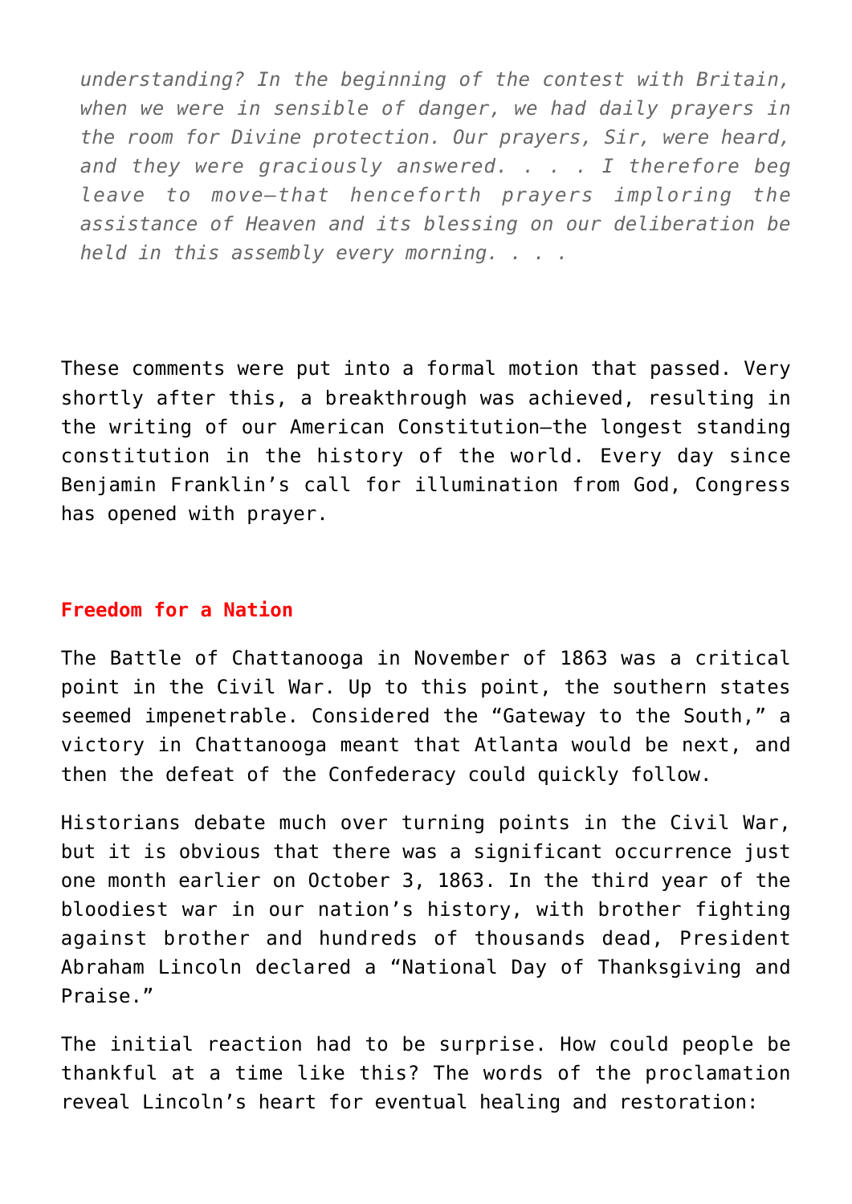> *understanding? In the beginning of the contest with Britain, when we were in sensible of danger, we had daily prayers in the room for Divine protection. Our prayers, Sir, were heard, and they were graciously answered. . . . I therefore beg leave to move—that henceforth prayers imploring the assistance of Heaven and its blessing on our deliberation be held in this assembly every morning. . . .*

These comments were put into a formal motion that passed. Very shortly after this, a breakthrough was achieved, resulting in the writing of our American Constitution—the longest standing constitution in the history of the world. Every day since Benjamin Franklin's call for illumination from God, Congress has opened with prayer.

### Freedom for a Nation

The Battle of Chattanooga in November of 1863 was a critical point in the Civil War. Up to this point, the southern states seemed impenetrable. Considered the "Gateway to the South," a victory in Chattanooga meant that Atlanta would be next, and then the defeat of the Confederacy could quickly follow.

Historians debate much over turning points in the Civil War, but it is obvious that there was a significant occurrence just one month earlier on October 3, 1863. In the third year of the bloodiest war in our nation's history, with brother fighting against brother and hundreds of thousands dead, President Abraham Lincoln declared a "National Day of Thanksgiving and Praise."

The initial reaction had to be surprise. How could people be thankful at a time like this? The words of the proclamation reveal Lincoln's heart for eventual healing and restoration: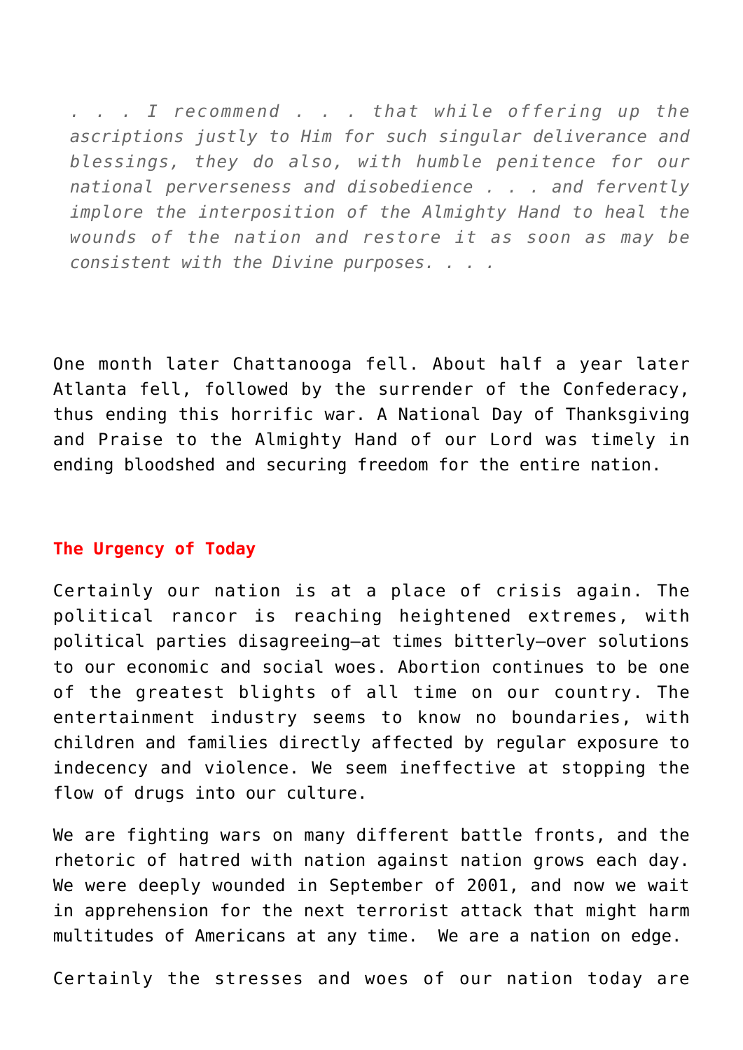*. . . I recommend . . . that while offering up the ascriptions justly to Him for such singular deliverance and blessings, they do also, with humble penitence for our national perverseness and disobedience . . . and fervently implore the interposition of the Almighty Hand to heal the wounds of the nation and restore it as soon as may be consistent with the Divine purposes. . . .*

One month later Chattanooga fell. About half a year later Atlanta fell, followed by the surrender of the Confederacy, thus ending this horrific war. A National Day of Thanksgiving and Praise to the Almighty Hand of our Lord was timely in ending bloodshed and securing freedom for the entire nation.

**The Urgency of Today**

Certainly our nation is at a place of crisis again. The political rancor is reaching heightened extremes, with political parties disagreeing—at times bitterly—over solutions to our economic and social woes. Abortion continues to be one of the greatest blights of all time on our country. The entertainment industry seems to know no boundaries, with children and families directly affected by regular exposure to indecency and violence. We seem ineffective at stopping the flow of drugs into our culture.

We are fighting wars on many different battle fronts, and the rhetoric of hatred with nation against nation grows each day. We were deeply wounded in September of 2001, and now we wait in apprehension for the next terrorist attack that might harm multitudes of Americans at any time. We are a nation on edge.

Certainly the stresses and woes of our nation today are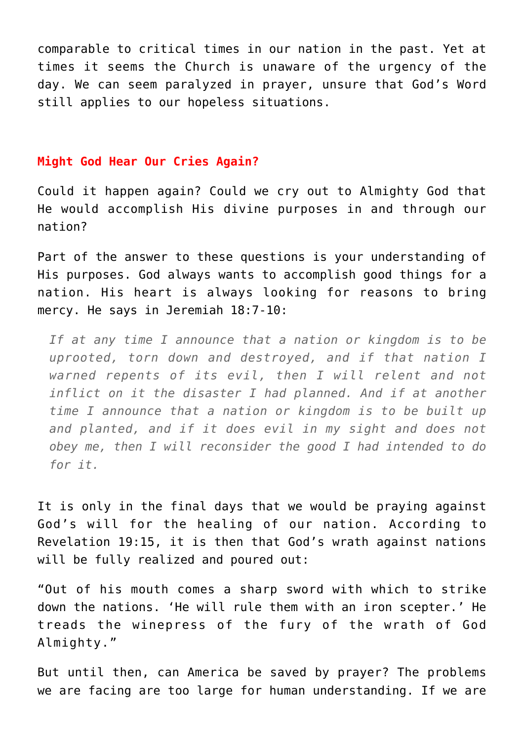comparable to critical times in our nation in the past. Yet at times it seems the Church is unaware of the urgency of the day. We can seem paralyzed in prayer, unsure that God's Word still applies to our hopeless situations.

## Might God Hear Our Cries Again?

Could it happen again? Could we cry out to Almighty God that He would accomplish His divine purposes in and through our nation?

Part of the answer to these questions is your understanding of His purposes. God always wants to accomplish good things for a nation. His heart is always looking for reasons to bring mercy. He says in Jeremiah 18:7-10:

> *If at any time I announce that a nation or kingdom is to be uprooted, torn down and destroyed, and if that nation I warned repents of its evil, then I will relent and not inflict on it the disaster I had planned. And if at another time I announce that a nation or kingdom is to be built up and planted, and if it does evil in my sight and does not obey me, then I will reconsider the good I had intended to do for it.*

It is only in the final days that we would be praying against God's will for the healing of our nation. According to Revelation 19:15, it is then that God's wrath against nations will be fully realized and poured out:

"Out of his mouth comes a sharp sword with which to strike down the nations. 'He will rule them with an iron scepter.' He treads the winepress of the fury of the wrath of God Almighty."

But until then, can America be saved by prayer? The problems we are facing are too large for human understanding. If we are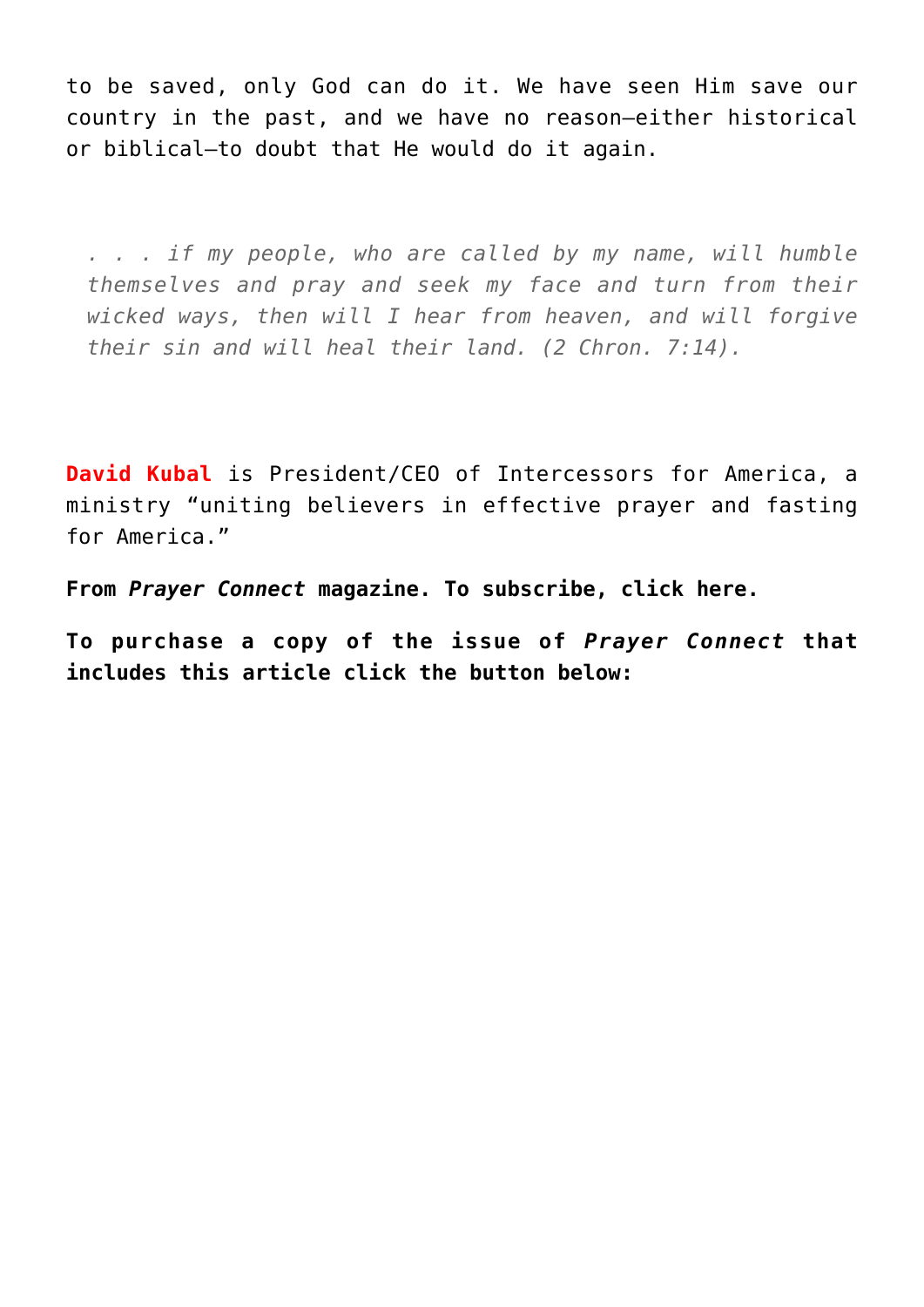to be saved, only God can do it. We have seen Him save our country in the past, and we have no reason—either historical or biblical—to doubt that He would do it again.

> *. . . if my people, who are called by my name, will humble themselves and pray and seek my face and turn from their wicked ways, then will I hear from heaven, and will forgive their sin and will heal their land. (2 Chron. 7:14).*

**David Kubal** is President/CEO of Intercessors for America, a ministry "uniting believers in effective prayer and fasting for America."

**From *Prayer Connect* magazine. To subscribe, click here.**

**To purchase a copy of the issue of *Prayer Connect* that includes this article click the button below:**